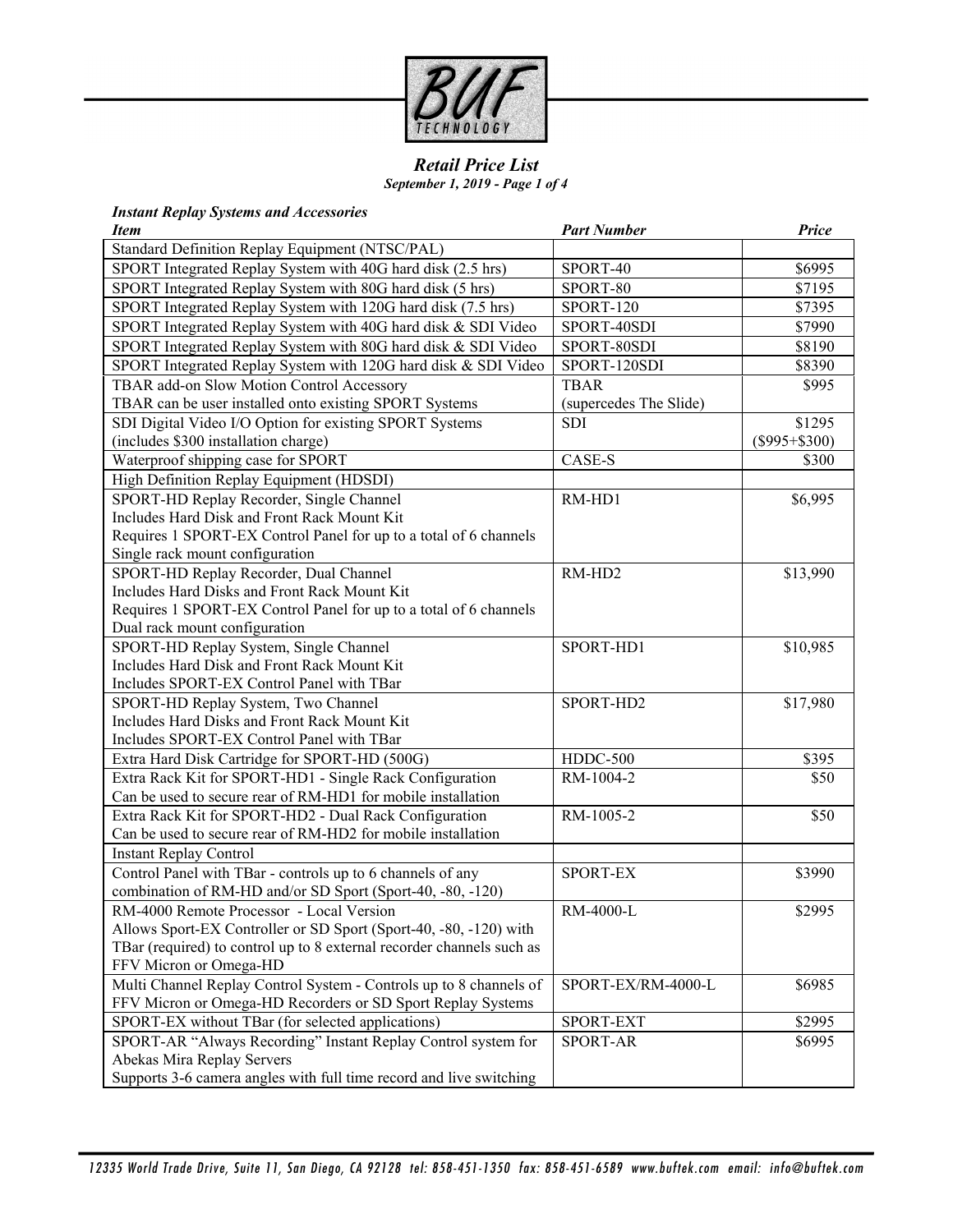# BUF Technology

## *Retail Price List*

***September 1, 2019 - Page 1 of 4***

### *Instant Replay Systems and Accessories*

| *Item* | *Part Number* | *Price* |
|---|---|---|
| Standard Definition Replay Equipment (NTSC/PAL) | | |
| SPORT Integrated Replay System with 40G hard disk (2.5 hrs) | SPORT-40 | $6995 |
| SPORT Integrated Replay System with 80G hard disk (5 hrs) | SPORT-80 | $7195 |
| SPORT Integrated Replay System with 120G hard disk (7.5 hrs) | SPORT-120 | $7395 |
| SPORT Integrated Replay System with 40G hard disk & SDI Video | SPORT-40SDI | $7990 |
| SPORT Integrated Replay System with 80G hard disk & SDI Video | SPORT-80SDI | $8190 |
| SPORT Integrated Replay System with 120G hard disk & SDI Video | SPORT-120SDI | $8390 |
| TBAR add-on Slow Motion Control Accessory<br>TBAR can be user installed onto existing SPORT Systems | TBAR<br>(supercedes The Slide) | $995 |
| SDI Digital Video I/O Option for existing SPORT Systems<br>(includes $300 installation charge) | SDI | $1295<br>($995+$300) |
| Waterproof shipping case for SPORT | CASE-S | $300 |
| High Definition Replay Equipment (HDSDI) | | |
| SPORT-HD Replay Recorder, Single Channel<br>Includes Hard Disk and Front Rack Mount Kit<br>Requires 1 SPORT-EX Control Panel for up to a total of 6 channels<br>Single rack mount configuration | RM-HD1 | $6,995 |
| SPORT-HD Replay Recorder, Dual Channel<br>Includes Hard Disks and Front Rack Mount Kit<br>Requires 1 SPORT-EX Control Panel for up to a total of 6 channels<br>Dual rack mount configuration | RM-HD2 | $13,990 |
| SPORT-HD Replay System, Single Channel<br>Includes Hard Disk and Front Rack Mount Kit<br>Includes SPORT-EX Control Panel with TBar | SPORT-HD1 | $10,985 |
| SPORT-HD Replay System, Two Channel<br>Includes Hard Disks and Front Rack Mount Kit<br>Includes SPORT-EX Control Panel with TBar | SPORT-HD2 | $17,980 |
| Extra Hard Disk Cartridge for SPORT-HD (500G) | HDDC-500 | $395 |
| Extra Rack Kit for SPORT-HD1 - Single Rack Configuration<br>Can be used to secure rear of RM-HD1 for mobile installation | RM-1004-2 | $50 |
| Extra Rack Kit for SPORT-HD2 - Dual Rack Configuration<br>Can be used to secure rear of RM-HD2 for mobile installation | RM-1005-2 | $50 |
| Instant Replay Control | | |
| Control Panel with TBar - controls up to 6 channels of any combination of RM-HD and/or SD Sport (Sport-40, -80, -120) | SPORT-EX | $3990 |
| RM-4000 Remote Processor - Local Version<br>Allows Sport-EX Controller or SD Sport (Sport-40, -80, -120) with TBar (required) to control up to 8 external recorder channels such as FFV Micron or Omega-HD | RM-4000-L | $2995 |
| Multi Channel Replay Control System - Controls up to 8 channels of FFV Micron or Omega-HD Recorders or SD Sport Replay Systems | SPORT-EX/RM-4000-L | $6985 |
| SPORT-EX without TBar (for selected applications) | SPORT-EXT | $2995 |
| SPORT-AR "Always Recording" Instant Replay Control system for Abekas Mira Replay Servers<br>Supports 3-6 camera angles with full time record and live switching | SPORT-AR | $6995 |

12335 World Trade Drive, Suite 11, San Diego, CA 92128 tel: 858-451-1350 fax: 858-451-6589 www.buftek.com email: info@buftek.com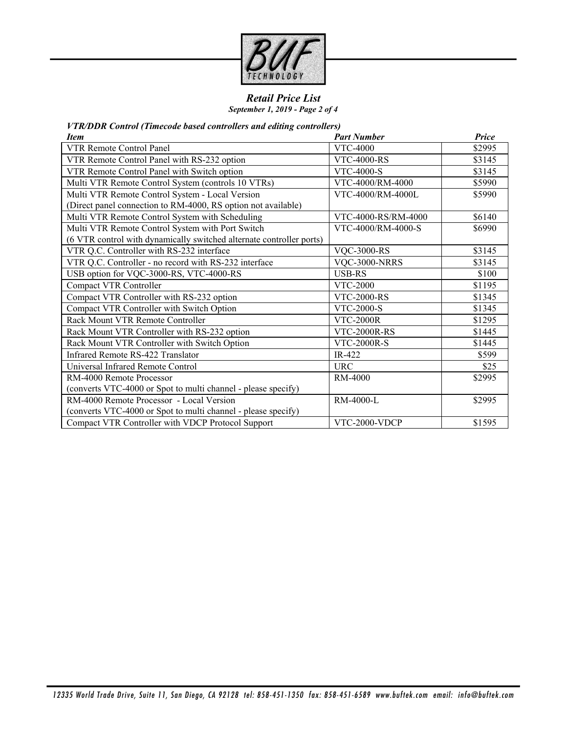*Retail Price List*

*September 1, 2019 - Page 2 of 4*

### *VTR/DDR Control (Timecode based controllers and editing controllers)*

| *Item* | *Part Number* | *Price* |
|---|---|---|
| VTR Remote Control Panel | VTC-4000 | $2995 |
| VTR Remote Control Panel with RS-232 option | VTC-4000-RS | $3145 |
| VTR Remote Control Panel with Switch option | VTC-4000-S | $3145 |
| Multi VTR Remote Control System (controls 10 VTRs) | VTC-4000/RM-4000 | $5990 |
| Multi VTR Remote Control System - Local Version (Direct panel connection to RM-4000, RS option not available) | VTC-4000/RM-4000L | $5990 |
| Multi VTR Remote Control System with Scheduling | VTC-4000-RS/RM-4000 | $6140 |
| Multi VTR Remote Control System with Port Switch (6 VTR control with dynamically switched alternate controller ports) | VTC-4000/RM-4000-S | $6990 |
| VTR Q.C. Controller with RS-232 interface | VQC-3000-RS | $3145 |
| VTR Q.C. Controller - no record with RS-232 interface | VQC-3000-NRRS | $3145 |
| USB option for VQC-3000-RS, VTC-4000-RS | USB-RS | $100 |
| Compact VTR Controller | VTC-2000 | $1195 |
| Compact VTR Controller with RS-232 option | VTC-2000-RS | $1345 |
| Compact VTR Controller with Switch Option | VTC-2000-S | $1345 |
| Rack Mount VTR Remote Controller | VTC-2000R | $1295 |
| Rack Mount VTR Controller with RS-232 option | VTC-2000R-RS | $1445 |
| Rack Mount VTR Controller with Switch Option | VTC-2000R-S | $1445 |
| Infrared Remote RS-422 Translator | IR-422 | $599 |
| Universal Infrared Remote Control | URC | $25 |
| RM-4000 Remote Processor (converts VTC-4000 or Spot to multi channel - please specify) | RM-4000 | $2995 |
| RM-4000 Remote Processor - Local Version (converts VTC-4000 or Spot to multi channel - please specify) | RM-4000-L | $2995 |
| Compact VTR Controller with VDCP Protocol Support | VTC-2000-VDCP | $1595 |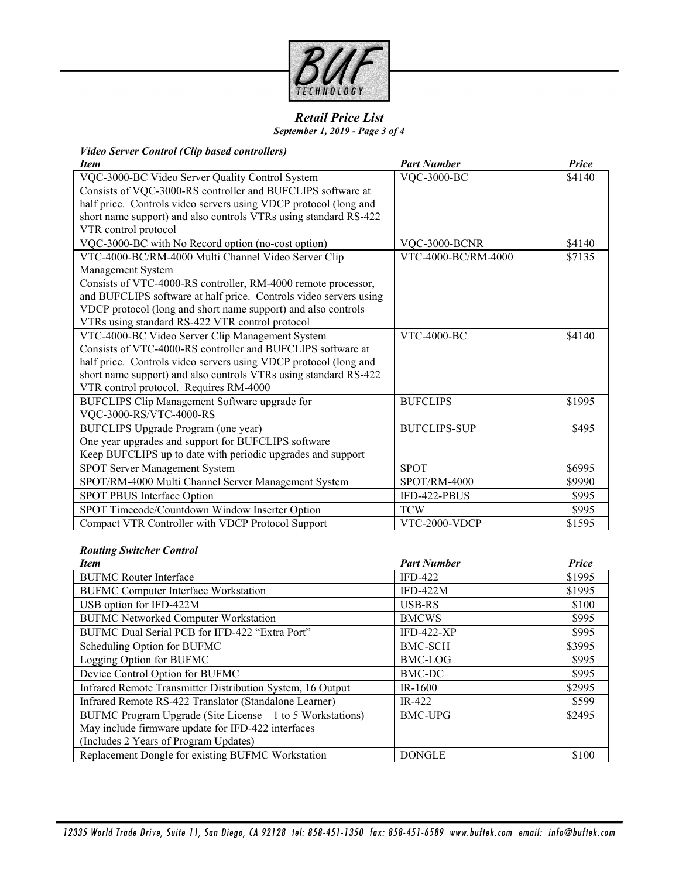## Retail Price List

***September 1, 2019 - Page 3 of 4***

### *Video Server Control (Clip based controllers)*

| *Item* | *Part Number* | *Price* |
|---|---|---|
| VQC-3000-BC Video Server Quality Control System<br>Consists of VQC-3000-RS controller and BUFCLIPS software at half price. Controls video servers using VDCP protocol (long and short name support) and also controls VTRs using standard RS-422 VTR control protocol | VQC-3000-BC | $4140 |
| VQC-3000-BC with No Record option (no-cost option) | VQC-3000-BCNR | $4140 |
| VTC-4000-BC/RM-4000 Multi Channel Video Server Clip Management System<br>Consists of VTC-4000-RS controller, RM-4000 remote processor, and BUFCLIPS software at half price. Controls video servers using VDCP protocol (long and short name support) and also controls VTRs using standard RS-422 VTR control protocol | VTC-4000-BC/RM-4000 | $7135 |
| VTC-4000-BC Video Server Clip Management System<br>Consists of VTC-4000-RS controller and BUFCLIPS software at half price. Controls video servers using VDCP protocol (long and short name support) and also controls VTRs using standard RS-422 VTR control protocol. Requires RM-4000 | VTC-4000-BC | $4140 |
| BUFCLIPS Clip Management Software upgrade for VQC-3000-RS/VTC-4000-RS | BUFCLIPS | $1995 |
| BUFCLIPS Upgrade Program (one year)<br>One year upgrades and support for BUFCLIPS software<br>Keep BUFCLIPS up to date with periodic upgrades and support | BUFCLIPS-SUP | $495 |
| SPOT Server Management System | SPOT | $6995 |
| SPOT/RM-4000 Multi Channel Server Management System | SPOT/RM-4000 | $9990 |
| SPOT PBUS Interface Option | IFD-422-PBUS | $995 |
| SPOT Timecode/Countdown Window Inserter Option | TCW | $995 |
| Compact VTR Controller with VDCP Protocol Support | VTC-2000-VDCP | $1595 |

### *Routing Switcher Control*

| *Item* | *Part Number* | *Price* |
|---|---|---|
| BUFMC Router Interface | IFD-422 | $1995 |
| BUFMC Computer Interface Workstation | IFD-422M | $1995 |
| USB option for IFD-422M | USB-RS | $100 |
| BUFMC Networked Computer Workstation | BMCWS | $995 |
| BUFMC Dual Serial PCB for IFD-422 "Extra Port" | IFD-422-XP | $995 |
| Scheduling Option for BUFMC | BMC-SCH | $3995 |
| Logging Option for BUFMC | BMC-LOG | $995 |
| Device Control Option for BUFMC | BMC-DC | $995 |
| Infrared Remote Transmitter Distribution System, 16 Output | IR-1600 | $2995 |
| Infrared Remote RS-422 Translator (Standalone Learner) | IR-422 | $599 |
| BUFMC Program Upgrade (Site License – 1 to 5 Workstations)<br>May include firmware update for IFD-422 interfaces<br>(Includes 2 Years of Program Updates) | BMC-UPG | $2495 |
| Replacement Dongle for existing BUFMC Workstation | DONGLE | $100 |

*12335 World Trade Drive, Suite 11, San Diego, CA 92128 tel: 858-451-1350 fax: 858-451-6589 www.buftek.com email: info@buftek.com*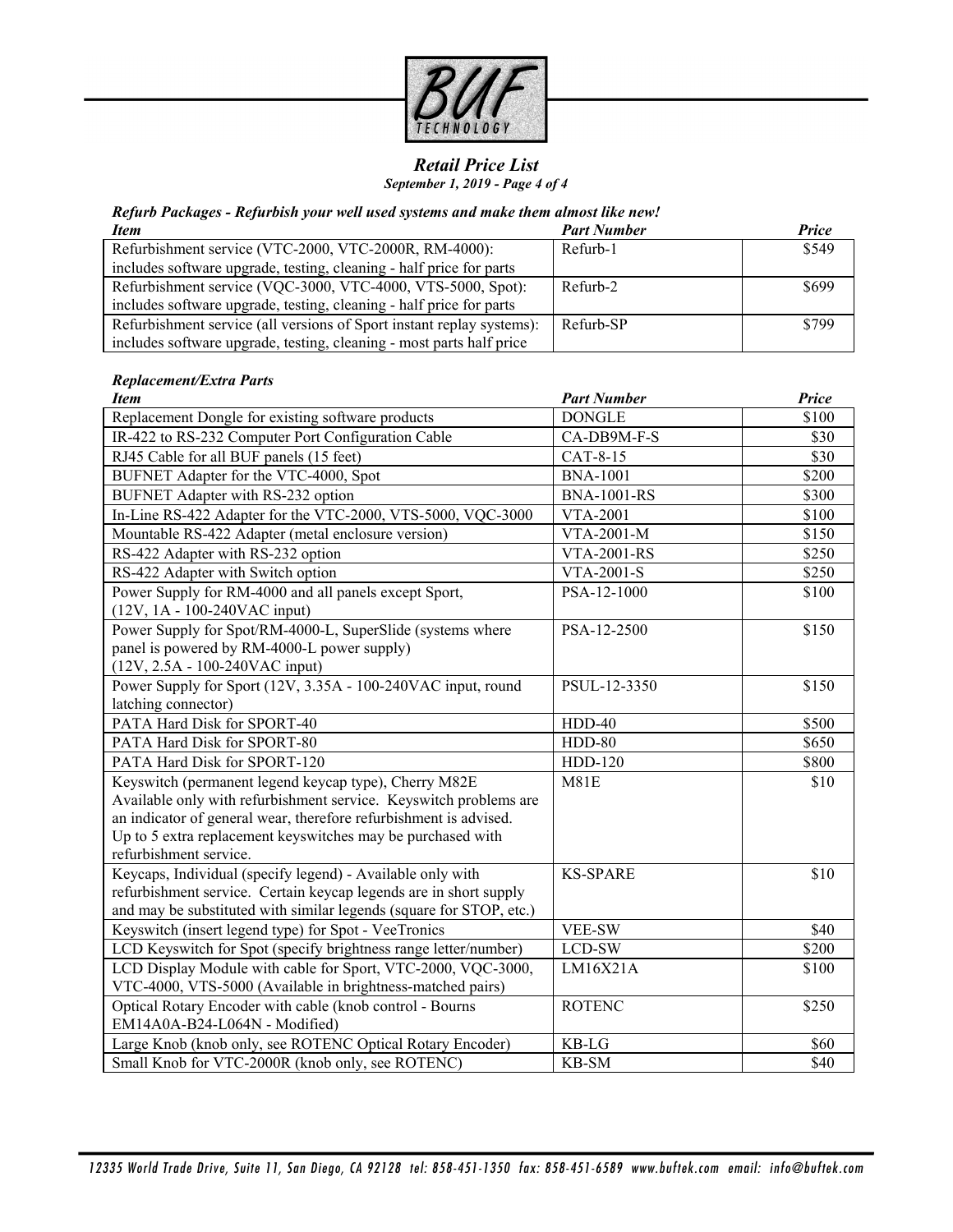## *Retail Price List*

***September 1, 2019 - Page 4 of 4***

***Refurb Packages - Refurbish your well used systems and make them almost like new!***

| *Item* | *Part Number* | *Price* |
|---|---|---|
| Refurbishment service (VTC-2000, VTC-2000R, RM-4000): includes software upgrade, testing, cleaning - half price for parts | Refurb-1 | $549 |
| Refurbishment service (VQC-3000, VTC-4000, VTS-5000, Spot): includes software upgrade, testing, cleaning - half price for parts | Refurb-2 | $699 |
| Refurbishment service (all versions of Sport instant replay systems): includes software upgrade, testing, cleaning - most parts half price | Refurb-SP | $799 |

***Replacement/Extra Parts***

| *Item* | *Part Number* | *Price* |
|---|---|---|
| Replacement Dongle for existing software products | DONGLE | $100 |
| IR-422 to RS-232 Computer Port Configuration Cable | CA-DB9M-F-S | $30 |
| RJ45 Cable for all BUF panels (15 feet) | CAT-8-15 | $30 |
| BUFNET Adapter for the VTC-4000, Spot | BNA-1001 | $200 |
| BUFNET Adapter with RS-232 option | BNA-1001-RS | $300 |
| In-Line RS-422 Adapter for the VTC-2000, VTS-5000, VQC-3000 | VTA-2001 | $100 |
| Mountable RS-422 Adapter (metal enclosure version) | VTA-2001-M | $150 |
| RS-422 Adapter with RS-232 option | VTA-2001-RS | $250 |
| RS-422 Adapter with Switch option | VTA-2001-S | $250 |
| Power Supply for RM-4000 and all panels except Sport, (12V, 1A - 100-240VAC input) | PSA-12-1000 | $100 |
| Power Supply for Spot/RM-4000-L, SuperSlide (systems where panel is powered by RM-4000-L power supply) (12V, 2.5A - 100-240VAC input) | PSA-12-2500 | $150 |
| Power Supply for Sport (12V, 3.35A - 100-240VAC input, round latching connector) | PSUL-12-3350 | $150 |
| PATA Hard Disk for SPORT-40 | HDD-40 | $500 |
| PATA Hard Disk for SPORT-80 | HDD-80 | $650 |
| PATA Hard Disk for SPORT-120 | HDD-120 | $800 |
| Keyswitch (permanent legend keycap type), Cherry M82E Available only with refurbishment service. Keyswitch problems are an indicator of general wear, therefore refurbishment is advised. Up to 5 extra replacement keyswitches may be purchased with refurbishment service. | M81E | $10 |
| Keycaps, Individual (specify legend) - Available only with refurbishment service. Certain keycap legends are in short supply and may be substituted with similar legends (square for STOP, etc.) | KS-SPARE | $10 |
| Keyswitch (insert legend type) for Spot - VeeTronics | VEE-SW | $40 |
| LCD Keyswitch for Spot (specify brightness range letter/number) | LCD-SW | $200 |
| LCD Display Module with cable for Sport, VTC-2000, VQC-3000, VTC-4000, VTS-5000 (Available in brightness-matched pairs) | LM16X21A | $100 |
| Optical Rotary Encoder with cable (knob control - Bourns EM14A0A-B24-L064N - Modified) | ROTENC | $250 |
| Large Knob (knob only, see ROTENC Optical Rotary Encoder) | KB-LG | $60 |
| Small Knob for VTC-2000R (knob only, see ROTENC) | KB-SM | $40 |

*12335 World Trade Drive, Suite 11, San Diego, CA 92128 tel: 858-451-1350 fax: 858-451-6589 www.buftek.com email: info@buftek.com*